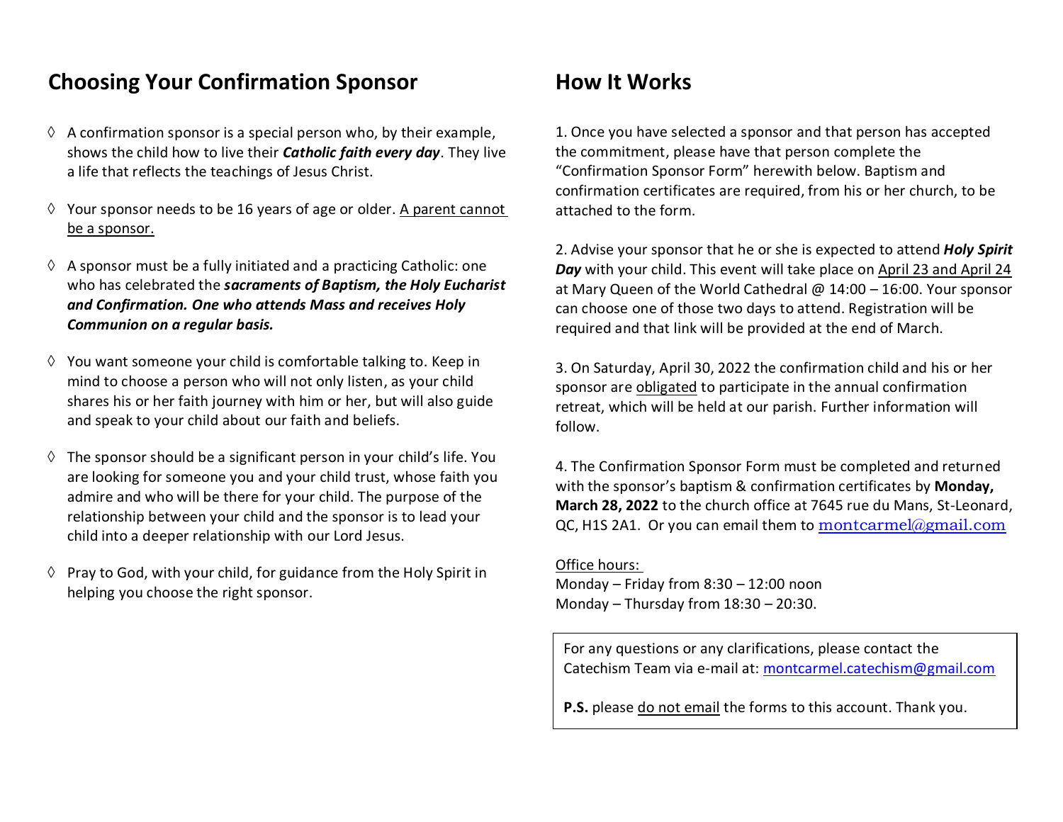## Choosing Your Confirmation Sponsor

- ◊ A confirmation sponsor is a special person who, by their example, shows the child how to live their ***Catholic faith every day***. They live a life that reflects the teachings of Jesus Christ.
- ◊ Your sponsor needs to be 16 years of age or older. <u>A parent cannot be a sponsor.</u>
- ◊ A sponsor must be a fully initiated and a practicing Catholic: one who has celebrated the ***sacraments of Baptism, the Holy Eucharist and Confirmation. One who attends Mass and receives Holy Communion on a regular basis.***
- ◊ You want someone your child is comfortable talking to. Keep in mind to choose a person who will not only listen, as your child shares his or her faith journey with him or her, but will also guide and speak to your child about our faith and beliefs.
- ◊ The sponsor should be a significant person in your child's life. You are looking for someone you and your child trust, whose faith you admire and who will be there for your child. The purpose of the relationship between your child and the sponsor is to lead your child into a deeper relationship with our Lord Jesus.
- ◊ Pray to God, with your child, for guidance from the Holy Spirit in helping you choose the right sponsor.

## How It Works

1. Once you have selected a sponsor and that person has accepted the commitment, please have that person complete the "Confirmation Sponsor Form" herewith below. Baptism and confirmation certificates are required, from his or her church, to be attached to the form.

2. Advise your sponsor that he or she is expected to attend ***Holy Spirit Day*** with your child. This event will take place on <u>April 23 and April 24</u> at Mary Queen of the World Cathedral @ 14:00 – 16:00. Your sponsor can choose one of those two days to attend. Registration will be required and that link will be provided at the end of March.

3. On Saturday, April 30, 2022 the confirmation child and his or her sponsor are <u>obligated</u> to participate in the annual confirmation retreat, which will be held at our parish. Further information will follow.

4. The Confirmation Sponsor Form must be completed and returned with the sponsor's baptism & confirmation certificates by **Monday, March 28, 2022** to the church office at 7645 rue du Mans, St-Leonard, QC, H1S 2A1. Or you can email them to montcarmel@gmail.com

<u>Office hours:</u>
Monday – Friday from 8:30 – 12:00 noon
Monday – Thursday from 18:30 – 20:30.

For any questions or any clarifications, please contact the Catechism Team via e-mail at: montcarmel.catechism@gmail.com

**P.S.** please <u>do not email</u> the forms to this account. Thank you.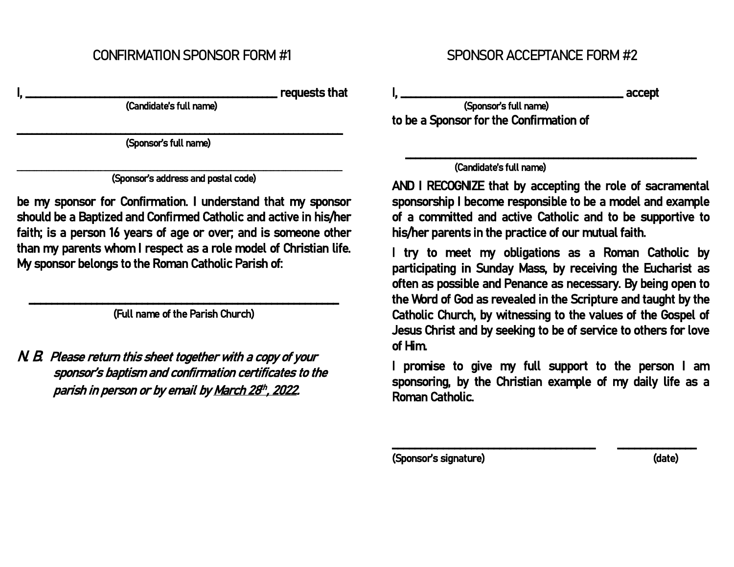## CONFIRMATION SPONSOR FORM #1

I, ________________________________________ requests that
(Candidate's full name)

________________________________________________
(Sponsor's full name)

________________________________________________
(Sponsor's address and postal code)

be my sponsor for Confirmation. I understand that my sponsor should be a Baptized and Confirmed Catholic and active in his/her faith; is a person 16 years of age or over; and is someone other than my parents whom I respect as a role model of Christian life. My sponsor belongs to the Roman Catholic Parish of:

________________________________________________
(Full name of the Parish Church)

*N. B. Please return this sheet together with a copy of your sponsor's baptism and confirmation certificates to the parish in person or by email by March 28th, 2022.*

## SPONSOR ACCEPTANCE FORM #2

I, ____________________________________ accept
(Sponsor's full name)

to be a Sponsor for the Confirmation of

________________________________________________
(Candidate's full name)

AND I RECOGNIZE that by accepting the role of sacramental sponsorship I become responsible to be a model and example of a committed and active Catholic and to be supportive to his/her parents in the practice of our mutual faith.

I try to meet my obligations as a Roman Catholic by participating in Sunday Mass, by receiving the Eucharist as often as possible and Penance as necessary. By being open to the Word of God as revealed in the Scripture and taught by the Catholic Church, by witnessing to the values of the Gospel of Jesus Christ and by seeking to be of service to others for love of Him.

I promise to give my full support to the person I am sponsoring, by the Christian example of my daily life as a Roman Catholic.

________________________________ ____________
(Sponsor's signature) (date)